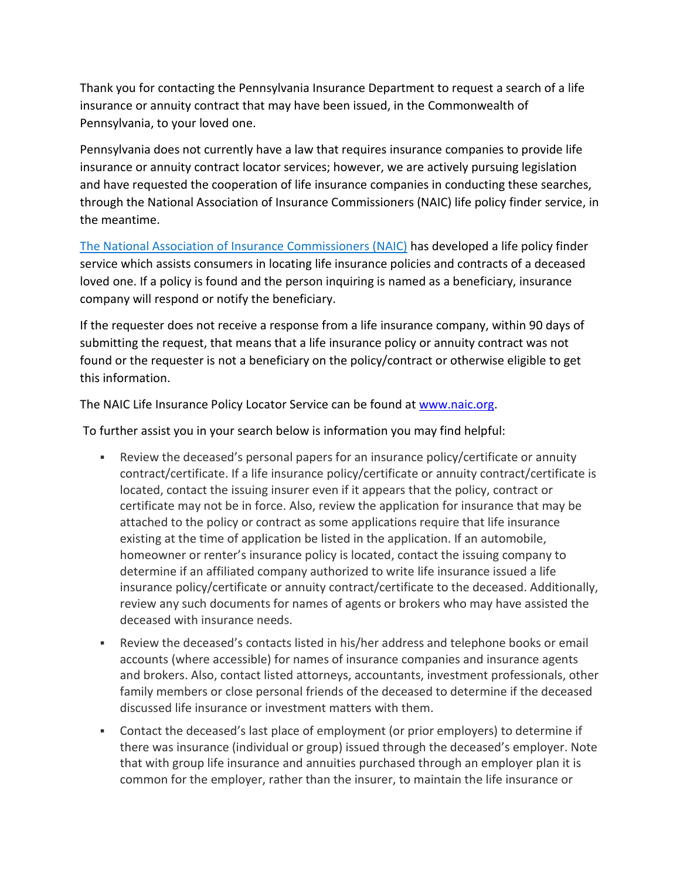Thank you for contacting the Pennsylvania Insurance Department to request a search of a life insurance or annuity contract that may have been issued, in the Commonwealth of Pennsylvania, to your loved one.

Pennsylvania does not currently have a law that requires insurance companies to provide life insurance or annuity contract locator services; however, we are actively pursuing legislation and have requested the cooperation of life insurance companies in conducting these searches, through the National Association of Insurance Commissioners (NAIC) life policy finder service, in the meantime.

[The National Association of Insurance Commissioners (NAIC)](https://www.naic.org) has developed a life policy finder service which assists consumers in locating life insurance policies and contracts of a deceased loved one. If a policy is found and the person inquiring is named as a beneficiary, insurance company will respond or notify the beneficiary.

If the requester does not receive a response from a life insurance company, within 90 days of submitting the request, that means that a life insurance policy or annuity contract was not found or the requester is not a beneficiary on the policy/contract or otherwise eligible to get this information.

The NAIC Life Insurance Policy Locator Service can be found at [www.naic.org](https://www.naic.org).

To further assist you in your search below is information you may find helpful:

- Review the deceased's personal papers for an insurance policy/certificate or annuity contract/certificate. If a life insurance policy/certificate or annuity contract/certificate is located, contact the issuing insurer even if it appears that the policy, contract or certificate may not be in force. Also, review the application for insurance that may be attached to the policy or contract as some applications require that life insurance existing at the time of application be listed in the application. If an automobile, homeowner or renter's insurance policy is located, contact the issuing company to determine if an affiliated company authorized to write life insurance issued a life insurance policy/certificate or annuity contract/certificate to the deceased. Additionally, review any such documents for names of agents or brokers who may have assisted the deceased with insurance needs.
- Review the deceased's contacts listed in his/her address and telephone books or email accounts (where accessible) for names of insurance companies and insurance agents and brokers. Also, contact listed attorneys, accountants, investment professionals, other family members or close personal friends of the deceased to determine if the deceased discussed life insurance or investment matters with them.
- Contact the deceased's last place of employment (or prior employers) to determine if there was insurance (individual or group) issued through the deceased's employer. Note that with group life insurance and annuities purchased through an employer plan it is common for the employer, rather than the insurer, to maintain the life insurance or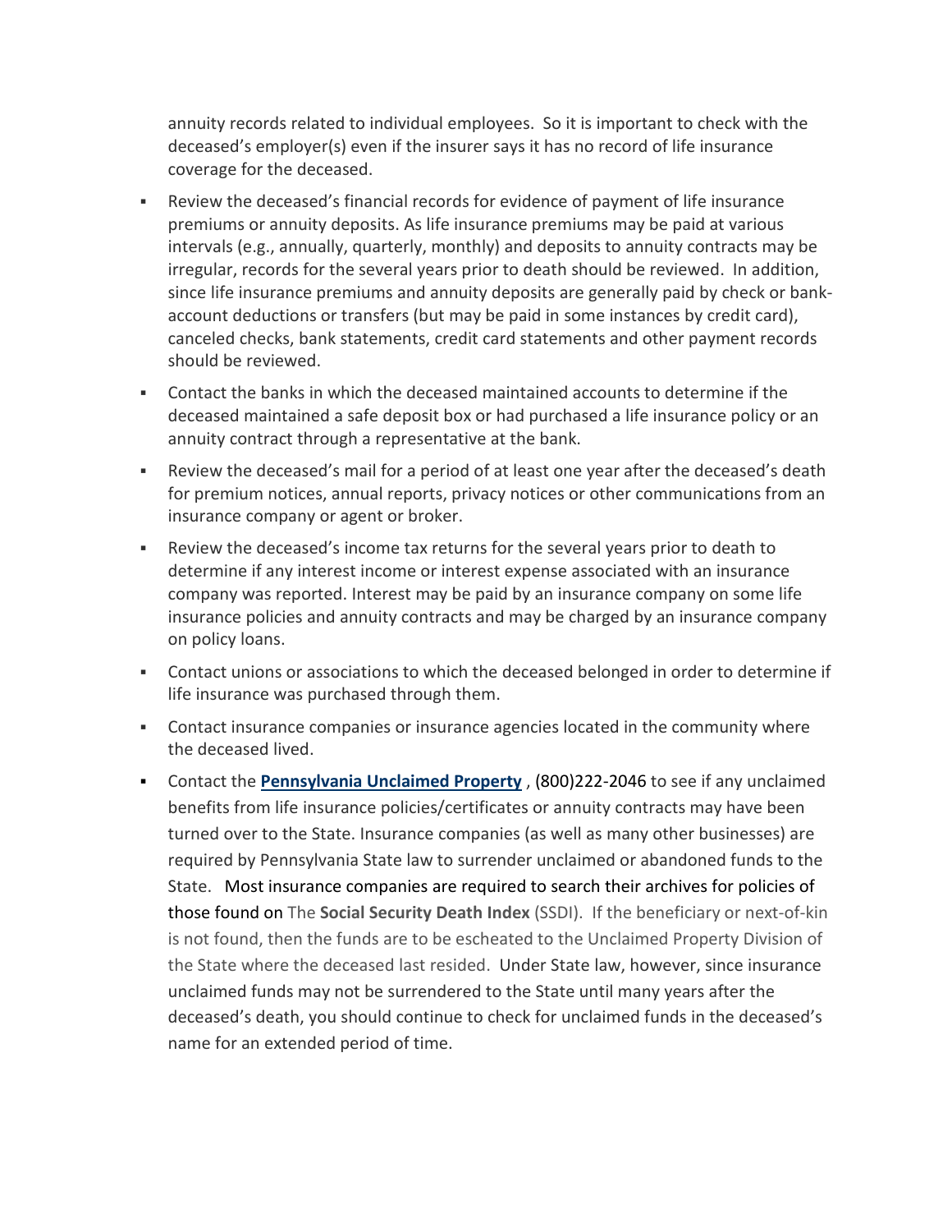annuity records related to individual employees. So it is important to check with the deceased's employer(s) even if the insurer says it has no record of life insurance coverage for the deceased.

- Review the deceased's financial records for evidence of payment of life insurance premiums or annuity deposits. As life insurance premiums may be paid at various intervals (e.g., annually, quarterly, monthly) and deposits to annuity contracts may be irregular, records for the several years prior to death should be reviewed. In addition, since life insurance premiums and annuity deposits are generally paid by check or bank-account deductions or transfers (but may be paid in some instances by credit card), canceled checks, bank statements, credit card statements and other payment records should be reviewed.
- Contact the banks in which the deceased maintained accounts to determine if the deceased maintained a safe deposit box or had purchased a life insurance policy or an annuity contract through a representative at the bank.
- Review the deceased's mail for a period of at least one year after the deceased's death for premium notices, annual reports, privacy notices or other communications from an insurance company or agent or broker.
- Review the deceased's income tax returns for the several years prior to death to determine if any interest income or interest expense associated with an insurance company was reported. Interest may be paid by an insurance company on some life insurance policies and annuity contracts and may be charged by an insurance company on policy loans.
- Contact unions or associations to which the deceased belonged in order to determine if life insurance was purchased through them.
- Contact insurance companies or insurance agencies located in the community where the deceased lived.
- Contact the **Pennsylvania Unclaimed Property** , (800)222-2046 to see if any unclaimed benefits from life insurance policies/certificates or annuity contracts may have been turned over to the State. Insurance companies (as well as many other businesses) are required by Pennsylvania State law to surrender unclaimed or abandoned funds to the State. Most insurance companies are required to search their archives for policies of those found on The **Social Security Death Index** (SSDI). If the beneficiary or next-of-kin is not found, then the funds are to be escheated to the Unclaimed Property Division of the State where the deceased last resided. Under State law, however, since insurance unclaimed funds may not be surrendered to the State until many years after the deceased's death, you should continue to check for unclaimed funds in the deceased's name for an extended period of time.